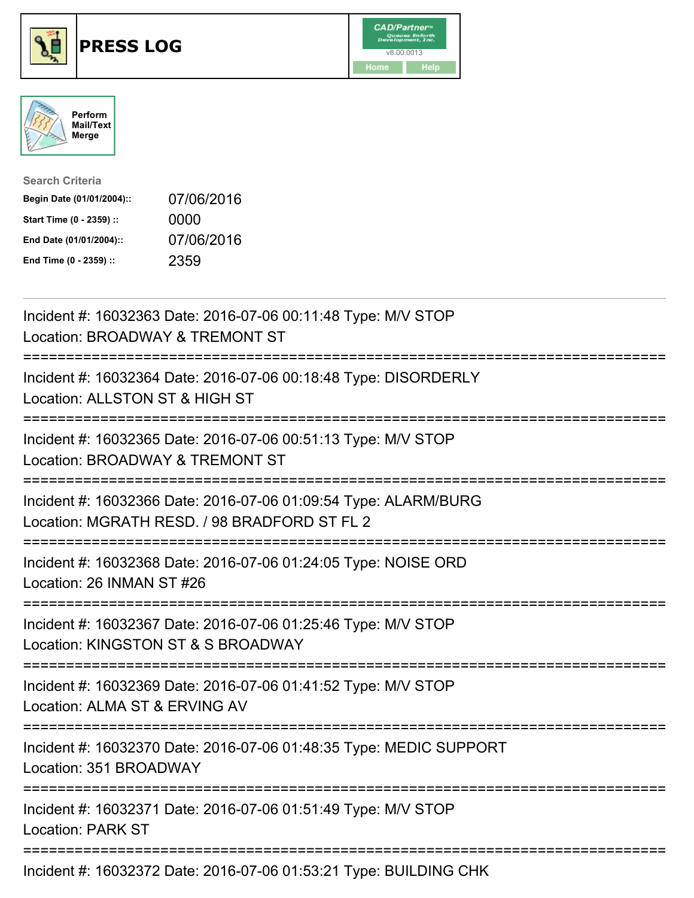# PRESS LOG

Perform Mail/Text Merge

**Search Criteria**

| | |
|---|---|
| **Begin Date (01/01/2004)::** | 07/06/2016 |
| **Start Time (0 - 2359) ::** | 0000 |
| **End Date (01/01/2004)::** | 07/06/2016 |
| **End Time (0 - 2359) ::** | 2359 |

---

Incident #: 16032363 Date: 2016-07-06 00:11:48 Type: M/V STOP
Location: BROADWAY & TREMONT ST

===========================================================================

Incident #: 16032364 Date: 2016-07-06 00:18:48 Type: DISORDERLY
Location: ALLSTON ST & HIGH ST

===========================================================================

Incident #: 16032365 Date: 2016-07-06 00:51:13 Type: M/V STOP
Location: BROADWAY & TREMONT ST

===========================================================================

Incident #: 16032366 Date: 2016-07-06 01:09:54 Type: ALARM/BURG
Location: MGRATH RESD. / 98 BRADFORD ST FL 2

===========================================================================

Incident #: 16032368 Date: 2016-07-06 01:24:05 Type: NOISE ORD
Location: 26 INMAN ST #26

===========================================================================

Incident #: 16032367 Date: 2016-07-06 01:25:46 Type: M/V STOP
Location: KINGSTON ST & S BROADWAY

===========================================================================

Incident #: 16032369 Date: 2016-07-06 01:41:52 Type: M/V STOP
Location: ALMA ST & ERVING AV

===========================================================================

Incident #: 16032370 Date: 2016-07-06 01:48:35 Type: MEDIC SUPPORT
Location: 351 BROADWAY

===========================================================================

Incident #: 16032371 Date: 2016-07-06 01:51:49 Type: M/V STOP
Location: PARK ST

===========================================================================

Incident #: 16032372 Date: 2016-07-06 01:53:21 Type: BUILDING CHK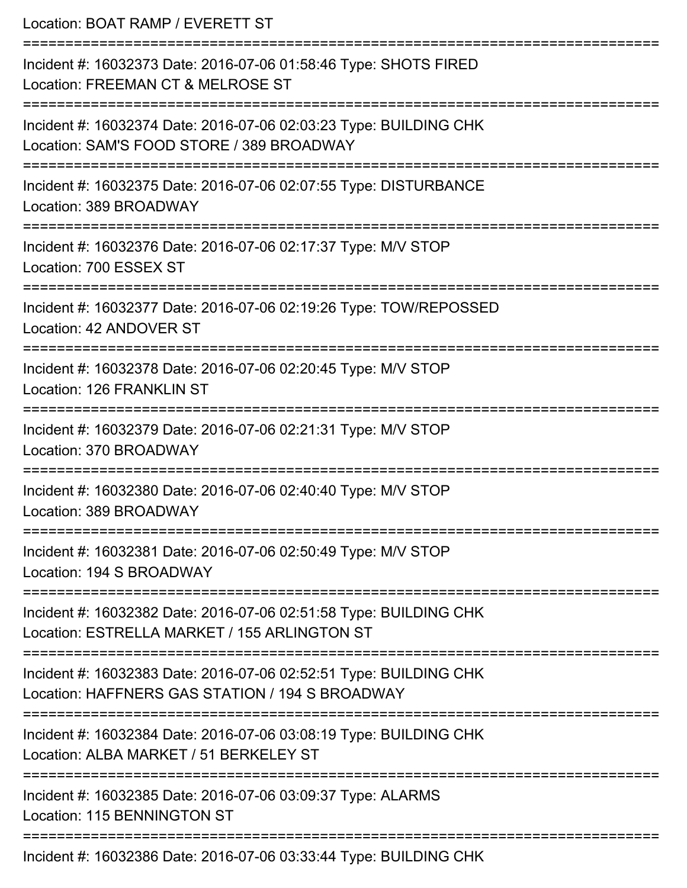Location: BOAT RAMP / EVERETT ST

===========================================================================

Incident #: 16032373 Date: 2016-07-06 01:58:46 Type: SHOTS FIRED
Location: FREEMAN CT & MELROSE ST

===========================================================================

Incident #: 16032374 Date: 2016-07-06 02:03:23 Type: BUILDING CHK
Location: SAM'S FOOD STORE / 389 BROADWAY

===========================================================================

Incident #: 16032375 Date: 2016-07-06 02:07:55 Type: DISTURBANCE
Location: 389 BROADWAY

===========================================================================

Incident #: 16032376 Date: 2016-07-06 02:17:37 Type: M/V STOP
Location: 700 ESSEX ST

===========================================================================

Incident #: 16032377 Date: 2016-07-06 02:19:26 Type: TOW/REPOSSED
Location: 42 ANDOVER ST

===========================================================================

Incident #: 16032378 Date: 2016-07-06 02:20:45 Type: M/V STOP
Location: 126 FRANKLIN ST

===========================================================================

Incident #: 16032379 Date: 2016-07-06 02:21:31 Type: M/V STOP
Location: 370 BROADWAY

===========================================================================

Incident #: 16032380 Date: 2016-07-06 02:40:40 Type: M/V STOP
Location: 389 BROADWAY

===========================================================================

Incident #: 16032381 Date: 2016-07-06 02:50:49 Type: M/V STOP
Location: 194 S BROADWAY

===========================================================================

Incident #: 16032382 Date: 2016-07-06 02:51:58 Type: BUILDING CHK
Location: ESTRELLA MARKET / 155 ARLINGTON ST

===========================================================================

Incident #: 16032383 Date: 2016-07-06 02:52:51 Type: BUILDING CHK
Location: HAFFNERS GAS STATION / 194 S BROADWAY

===========================================================================

Incident #: 16032384 Date: 2016-07-06 03:08:19 Type: BUILDING CHK
Location: ALBA MARKET / 51 BERKELEY ST

===========================================================================

Incident #: 16032385 Date: 2016-07-06 03:09:37 Type: ALARMS
Location: 115 BENNINGTON ST

===========================================================================

Incident #: 16032386 Date: 2016-07-06 03:33:44 Type: BUILDING CHK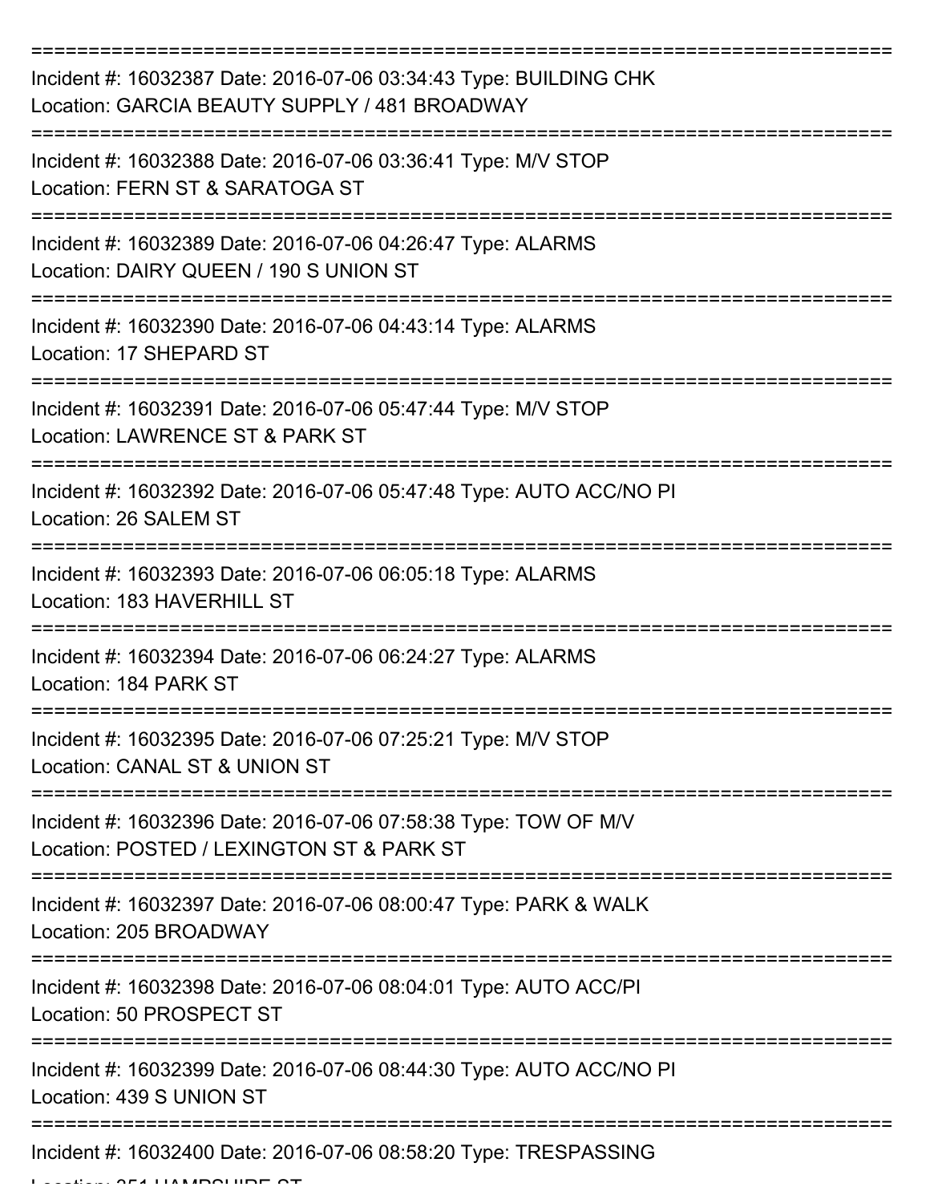===========================================================================

Incident #: 16032387 Date: 2016-07-06 03:34:43 Type: BUILDING CHK
Location: GARCIA BEAUTY SUPPLY / 481 BROADWAY

===========================================================================

Incident #: 16032388 Date: 2016-07-06 03:36:41 Type: M/V STOP
Location: FERN ST & SARATOGA ST

===========================================================================

Incident #: 16032389 Date: 2016-07-06 04:26:47 Type: ALARMS
Location: DAIRY QUEEN / 190 S UNION ST

===========================================================================

Incident #: 16032390 Date: 2016-07-06 04:43:14 Type: ALARMS
Location: 17 SHEPARD ST

===========================================================================

Incident #: 16032391 Date: 2016-07-06 05:47:44 Type: M/V STOP
Location: LAWRENCE ST & PARK ST

===========================================================================

Incident #: 16032392 Date: 2016-07-06 05:47:48 Type: AUTO ACC/NO PI
Location: 26 SALEM ST

===========================================================================

Incident #: 16032393 Date: 2016-07-06 06:05:18 Type: ALARMS
Location: 183 HAVERHILL ST

===========================================================================

Incident #: 16032394 Date: 2016-07-06 06:24:27 Type: ALARMS
Location: 184 PARK ST

===========================================================================

Incident #: 16032395 Date: 2016-07-06 07:25:21 Type: M/V STOP
Location: CANAL ST & UNION ST

===========================================================================

Incident #: 16032396 Date: 2016-07-06 07:58:38 Type: TOW OF M/V
Location: POSTED / LEXINGTON ST & PARK ST

===========================================================================

Incident #: 16032397 Date: 2016-07-06 08:00:47 Type: PARK & WALK
Location: 205 BROADWAY

===========================================================================

Incident #: 16032398 Date: 2016-07-06 08:04:01 Type: AUTO ACC/PI
Location: 50 PROSPECT ST

===========================================================================

Incident #: 16032399 Date: 2016-07-06 08:44:30 Type: AUTO ACC/NO PI
Location: 439 S UNION ST

===========================================================================

Incident #: 16032400 Date: 2016-07-06 08:58:20 Type: TRESPASSING
Location: 351 HAMPSHIRE ST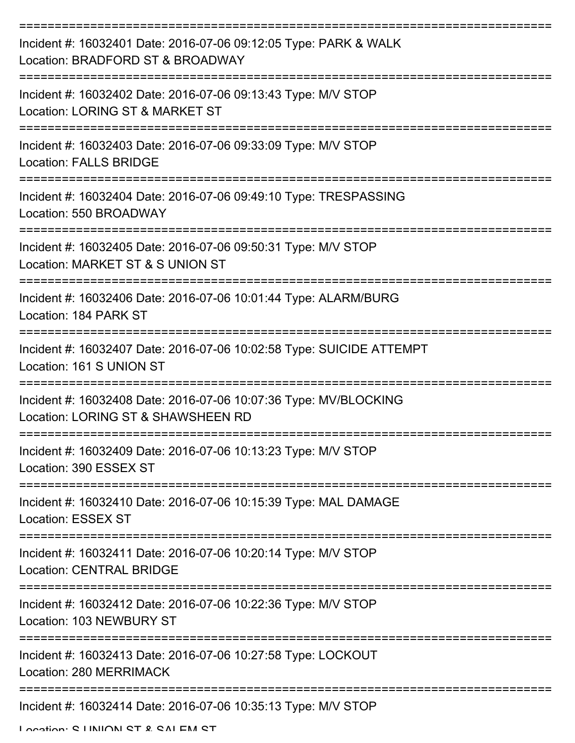===========================================================================

Incident #: 16032401 Date: 2016-07-06 09:12:05 Type: PARK & WALK
Location: BRADFORD ST & BROADWAY

===========================================================================

Incident #: 16032402 Date: 2016-07-06 09:13:43 Type: M/V STOP
Location: LORING ST & MARKET ST

===========================================================================

Incident #: 16032403 Date: 2016-07-06 09:33:09 Type: M/V STOP
Location: FALLS BRIDGE

===========================================================================

Incident #: 16032404 Date: 2016-07-06 09:49:10 Type: TRESPASSING
Location: 550 BROADWAY

===========================================================================

Incident #: 16032405 Date: 2016-07-06 09:50:31 Type: M/V STOP
Location: MARKET ST & S UNION ST

===========================================================================

Incident #: 16032406 Date: 2016-07-06 10:01:44 Type: ALARM/BURG
Location: 184 PARK ST

===========================================================================

Incident #: 16032407 Date: 2016-07-06 10:02:58 Type: SUICIDE ATTEMPT
Location: 161 S UNION ST

===========================================================================

Incident #: 16032408 Date: 2016-07-06 10:07:36 Type: MV/BLOCKING
Location: LORING ST & SHAWSHEEN RD

===========================================================================

Incident #: 16032409 Date: 2016-07-06 10:13:23 Type: M/V STOP
Location: 390 ESSEX ST

===========================================================================

Incident #: 16032410 Date: 2016-07-06 10:15:39 Type: MAL DAMAGE
Location: ESSEX ST

===========================================================================

Incident #: 16032411 Date: 2016-07-06 10:20:14 Type: M/V STOP
Location: CENTRAL BRIDGE

===========================================================================

Incident #: 16032412 Date: 2016-07-06 10:22:36 Type: M/V STOP
Location: 103 NEWBURY ST

===========================================================================

Incident #: 16032413 Date: 2016-07-06 10:27:58 Type: LOCKOUT
Location: 280 MERRIMACK

===========================================================================

Incident #: 16032414 Date: 2016-07-06 10:35:13 Type: M/V STOP
Location: S UNION ST & SALEM ST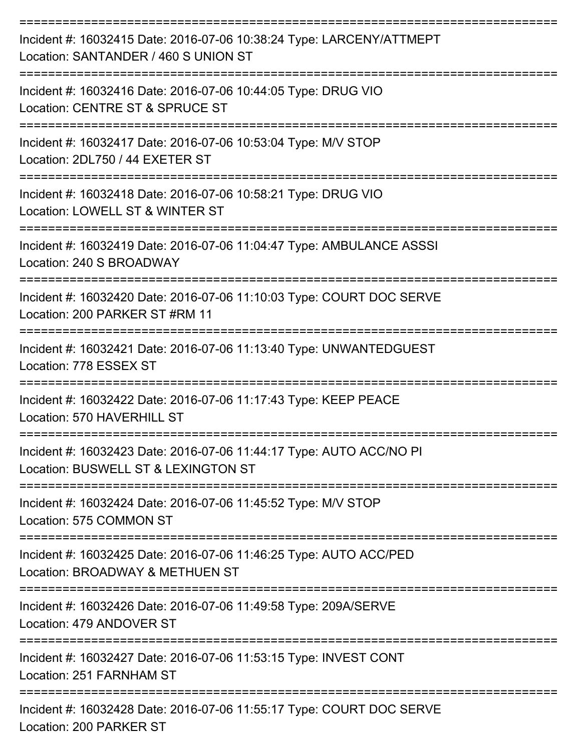===========================================================================

Incident #: 16032415 Date: 2016-07-06 10:38:24 Type: LARCENY/ATTMEPT
Location: SANTANDER / 460 S UNION ST

===========================================================================

Incident #: 16032416 Date: 2016-07-06 10:44:05 Type: DRUG VIO
Location: CENTRE ST & SPRUCE ST

===========================================================================

Incident #: 16032417 Date: 2016-07-06 10:53:04 Type: M/V STOP
Location: 2DL750 / 44 EXETER ST

===========================================================================

Incident #: 16032418 Date: 2016-07-06 10:58:21 Type: DRUG VIO
Location: LOWELL ST & WINTER ST

===========================================================================

Incident #: 16032419 Date: 2016-07-06 11:04:47 Type: AMBULANCE ASSSI
Location: 240 S BROADWAY

===========================================================================

Incident #: 16032420 Date: 2016-07-06 11:10:03 Type: COURT DOC SERVE
Location: 200 PARKER ST #RM 11

===========================================================================

Incident #: 16032421 Date: 2016-07-06 11:13:40 Type: UNWANTEDGUEST
Location: 778 ESSEX ST

===========================================================================

Incident #: 16032422 Date: 2016-07-06 11:17:43 Type: KEEP PEACE
Location: 570 HAVERHILL ST

===========================================================================

Incident #: 16032423 Date: 2016-07-06 11:44:17 Type: AUTO ACC/NO PI
Location: BUSWELL ST & LEXINGTON ST

===========================================================================

Incident #: 16032424 Date: 2016-07-06 11:45:52 Type: M/V STOP
Location: 575 COMMON ST

===========================================================================

Incident #: 16032425 Date: 2016-07-06 11:46:25 Type: AUTO ACC/PED
Location: BROADWAY & METHUEN ST

===========================================================================

Incident #: 16032426 Date: 2016-07-06 11:49:58 Type: 209A/SERVE
Location: 479 ANDOVER ST

===========================================================================

Incident #: 16032427 Date: 2016-07-06 11:53:15 Type: INVEST CONT
Location: 251 FARNHAM ST

===========================================================================

Incident #: 16032428 Date: 2016-07-06 11:55:17 Type: COURT DOC SERVE
Location: 200 PARKER ST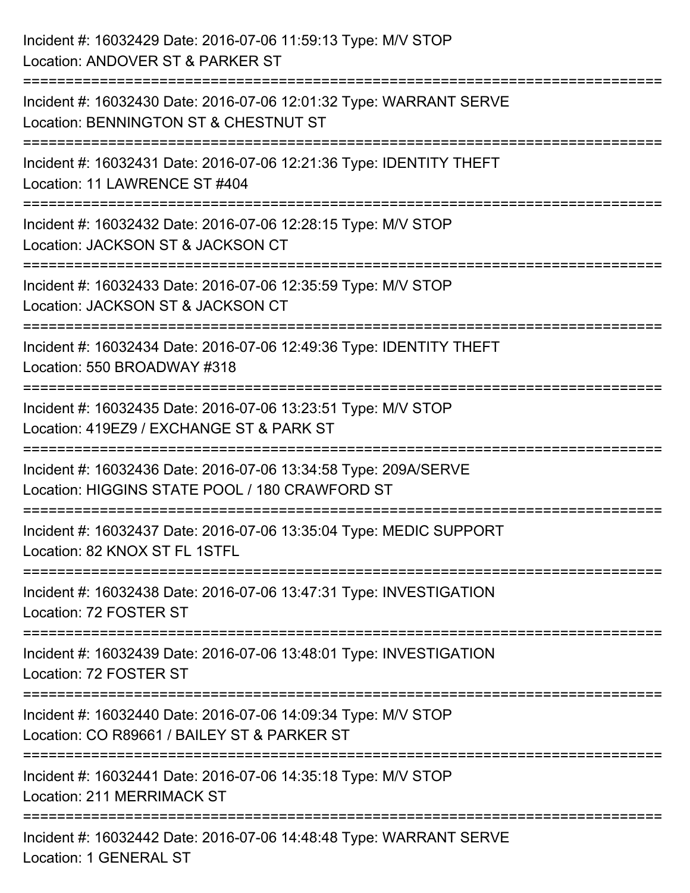Incident #: 16032429 Date: 2016-07-06 11:59:13 Type: M/V STOP
Location: ANDOVER ST & PARKER ST

===========================================================================

Incident #: 16032430 Date: 2016-07-06 12:01:32 Type: WARRANT SERVE
Location: BENNINGTON ST & CHESTNUT ST

===========================================================================

Incident #: 16032431 Date: 2016-07-06 12:21:36 Type: IDENTITY THEFT
Location: 11 LAWRENCE ST #404

===========================================================================

Incident #: 16032432 Date: 2016-07-06 12:28:15 Type: M/V STOP
Location: JACKSON ST & JACKSON CT

===========================================================================

Incident #: 16032433 Date: 2016-07-06 12:35:59 Type: M/V STOP
Location: JACKSON ST & JACKSON CT

===========================================================================

Incident #: 16032434 Date: 2016-07-06 12:49:36 Type: IDENTITY THEFT
Location: 550 BROADWAY #318

===========================================================================

Incident #: 16032435 Date: 2016-07-06 13:23:51 Type: M/V STOP
Location: 419EZ9 / EXCHANGE ST & PARK ST

===========================================================================

Incident #: 16032436 Date: 2016-07-06 13:34:58 Type: 209A/SERVE
Location: HIGGINS STATE POOL / 180 CRAWFORD ST

===========================================================================

Incident #: 16032437 Date: 2016-07-06 13:35:04 Type: MEDIC SUPPORT
Location: 82 KNOX ST FL 1STFL

===========================================================================

Incident #: 16032438 Date: 2016-07-06 13:47:31 Type: INVESTIGATION
Location: 72 FOSTER ST

===========================================================================

Incident #: 16032439 Date: 2016-07-06 13:48:01 Type: INVESTIGATION
Location: 72 FOSTER ST

===========================================================================

Incident #: 16032440 Date: 2016-07-06 14:09:34 Type: M/V STOP
Location: CO R89661 / BAILEY ST & PARKER ST

===========================================================================

Incident #: 16032441 Date: 2016-07-06 14:35:18 Type: M/V STOP
Location: 211 MERRIMACK ST

===========================================================================

Incident #: 16032442 Date: 2016-07-06 14:48:48 Type: WARRANT SERVE
Location: 1 GENERAL ST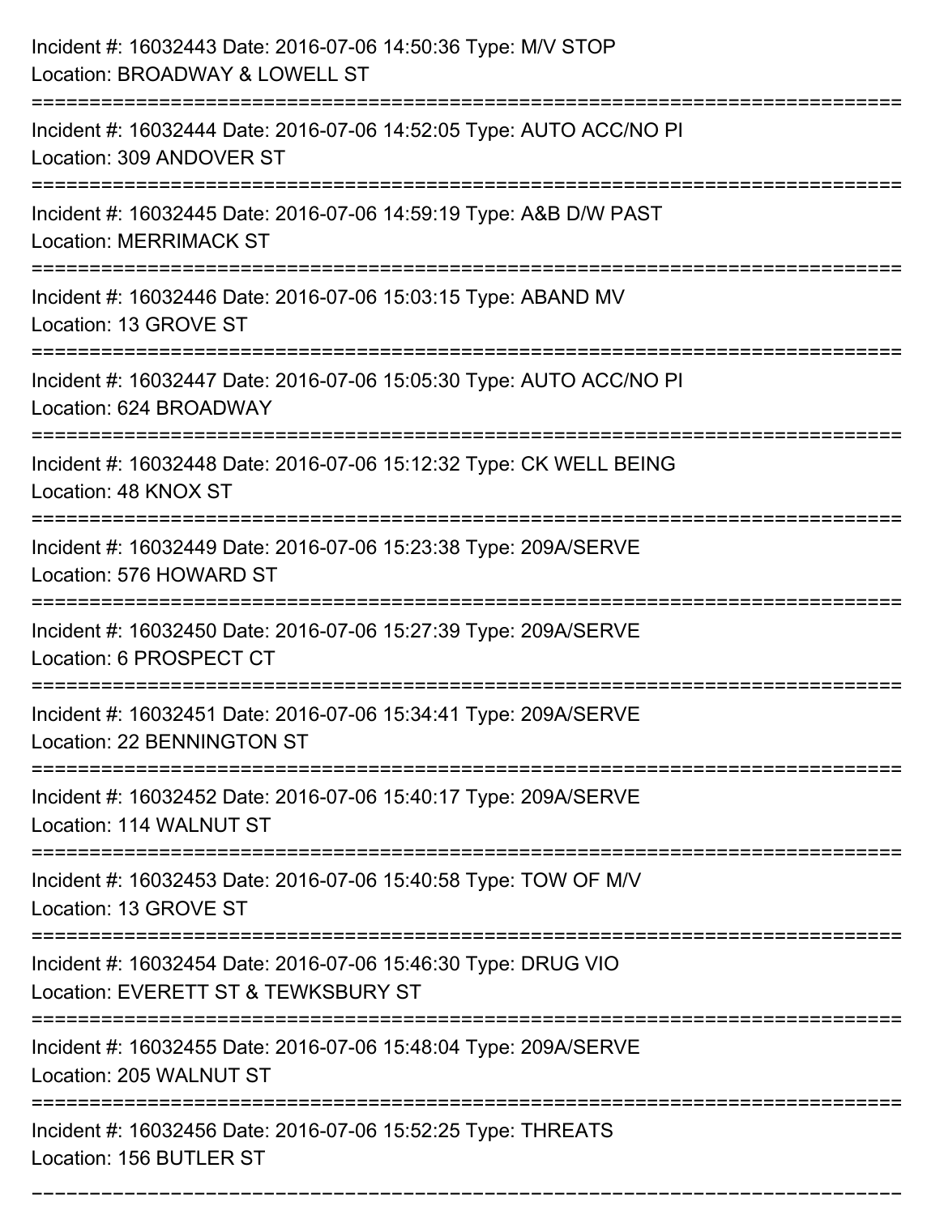Incident #: 16032443 Date: 2016-07-06 14:50:36 Type: M/V STOP
Location: BROADWAY & LOWELL ST

===========================================================================

Incident #: 16032444 Date: 2016-07-06 14:52:05 Type: AUTO ACC/NO PI
Location: 309 ANDOVER ST

===========================================================================

Incident #: 16032445 Date: 2016-07-06 14:59:19 Type: A&B D/W PAST
Location: MERRIMACK ST

===========================================================================

Incident #: 16032446 Date: 2016-07-06 15:03:15 Type: ABAND MV
Location: 13 GROVE ST

===========================================================================

Incident #: 16032447 Date: 2016-07-06 15:05:30 Type: AUTO ACC/NO PI
Location: 624 BROADWAY

===========================================================================

Incident #: 16032448 Date: 2016-07-06 15:12:32 Type: CK WELL BEING
Location: 48 KNOX ST

===========================================================================

Incident #: 16032449 Date: 2016-07-06 15:23:38 Type: 209A/SERVE
Location: 576 HOWARD ST

===========================================================================

Incident #: 16032450 Date: 2016-07-06 15:27:39 Type: 209A/SERVE
Location: 6 PROSPECT CT

===========================================================================

Incident #: 16032451 Date: 2016-07-06 15:34:41 Type: 209A/SERVE
Location: 22 BENNINGTON ST

===========================================================================

Incident #: 16032452 Date: 2016-07-06 15:40:17 Type: 209A/SERVE
Location: 114 WALNUT ST

===========================================================================

Incident #: 16032453 Date: 2016-07-06 15:40:58 Type: TOW OF M/V
Location: 13 GROVE ST

===========================================================================

Incident #: 16032454 Date: 2016-07-06 15:46:30 Type: DRUG VIO
Location: EVERETT ST & TEWKSBURY ST

===========================================================================

Incident #: 16032455 Date: 2016-07-06 15:48:04 Type: 209A/SERVE
Location: 205 WALNUT ST

===========================================================================

Incident #: 16032456 Date: 2016-07-06 15:52:25 Type: THREATS
Location: 156 BUTLER ST

===========================================================================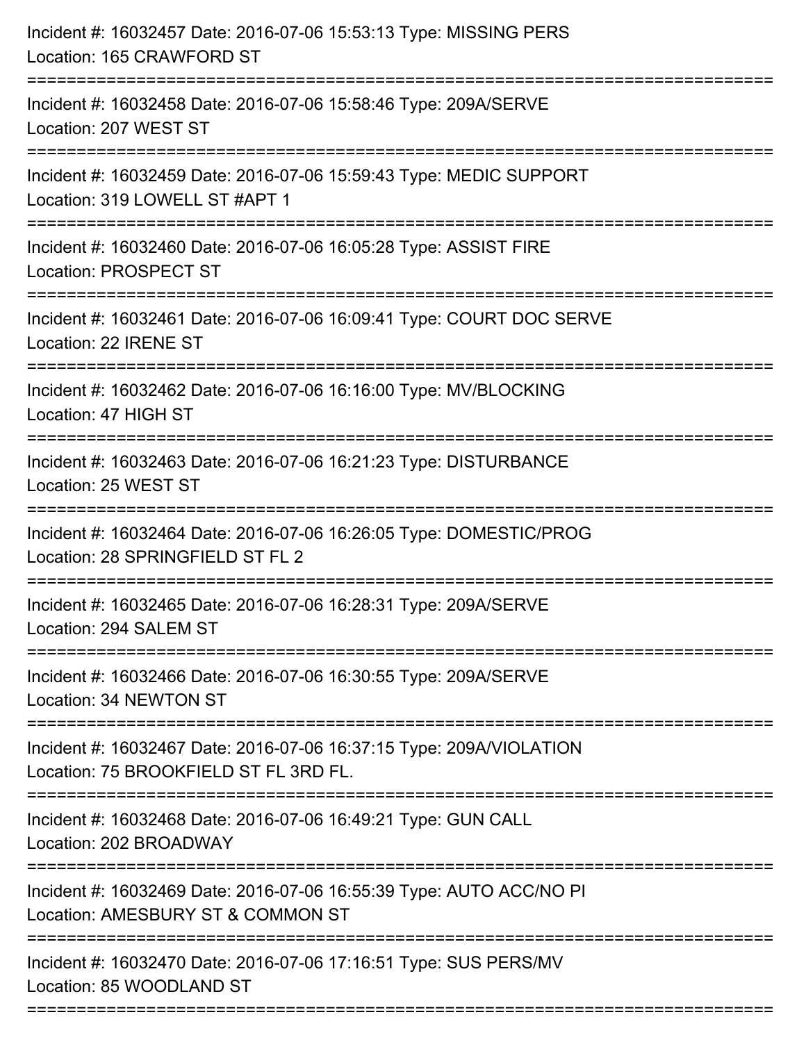Incident #: 16032457 Date: 2016-07-06 15:53:13 Type: MISSING PERS
Location: 165 CRAWFORD ST

===========================================================================

Incident #: 16032458 Date: 2016-07-06 15:58:46 Type: 209A/SERVE
Location: 207 WEST ST

===========================================================================

Incident #: 16032459 Date: 2016-07-06 15:59:43 Type: MEDIC SUPPORT
Location: 319 LOWELL ST #APT 1

===========================================================================

Incident #: 16032460 Date: 2016-07-06 16:05:28 Type: ASSIST FIRE
Location: PROSPECT ST

===========================================================================

Incident #: 16032461 Date: 2016-07-06 16:09:41 Type: COURT DOC SERVE
Location: 22 IRENE ST

===========================================================================

Incident #: 16032462 Date: 2016-07-06 16:16:00 Type: MV/BLOCKING
Location: 47 HIGH ST

===========================================================================

Incident #: 16032463 Date: 2016-07-06 16:21:23 Type: DISTURBANCE
Location: 25 WEST ST

===========================================================================

Incident #: 16032464 Date: 2016-07-06 16:26:05 Type: DOMESTIC/PROG
Location: 28 SPRINGFIELD ST FL 2

===========================================================================

Incident #: 16032465 Date: 2016-07-06 16:28:31 Type: 209A/SERVE
Location: 294 SALEM ST

===========================================================================

Incident #: 16032466 Date: 2016-07-06 16:30:55 Type: 209A/SERVE
Location: 34 NEWTON ST

===========================================================================

Incident #: 16032467 Date: 2016-07-06 16:37:15 Type: 209A/VIOLATION
Location: 75 BROOKFIELD ST FL 3RD FL.

===========================================================================

Incident #: 16032468 Date: 2016-07-06 16:49:21 Type: GUN CALL
Location: 202 BROADWAY

===========================================================================

Incident #: 16032469 Date: 2016-07-06 16:55:39 Type: AUTO ACC/NO PI
Location: AMESBURY ST & COMMON ST

===========================================================================

Incident #: 16032470 Date: 2016-07-06 17:16:51 Type: SUS PERS/MV
Location: 85 WOODLAND ST

===========================================================================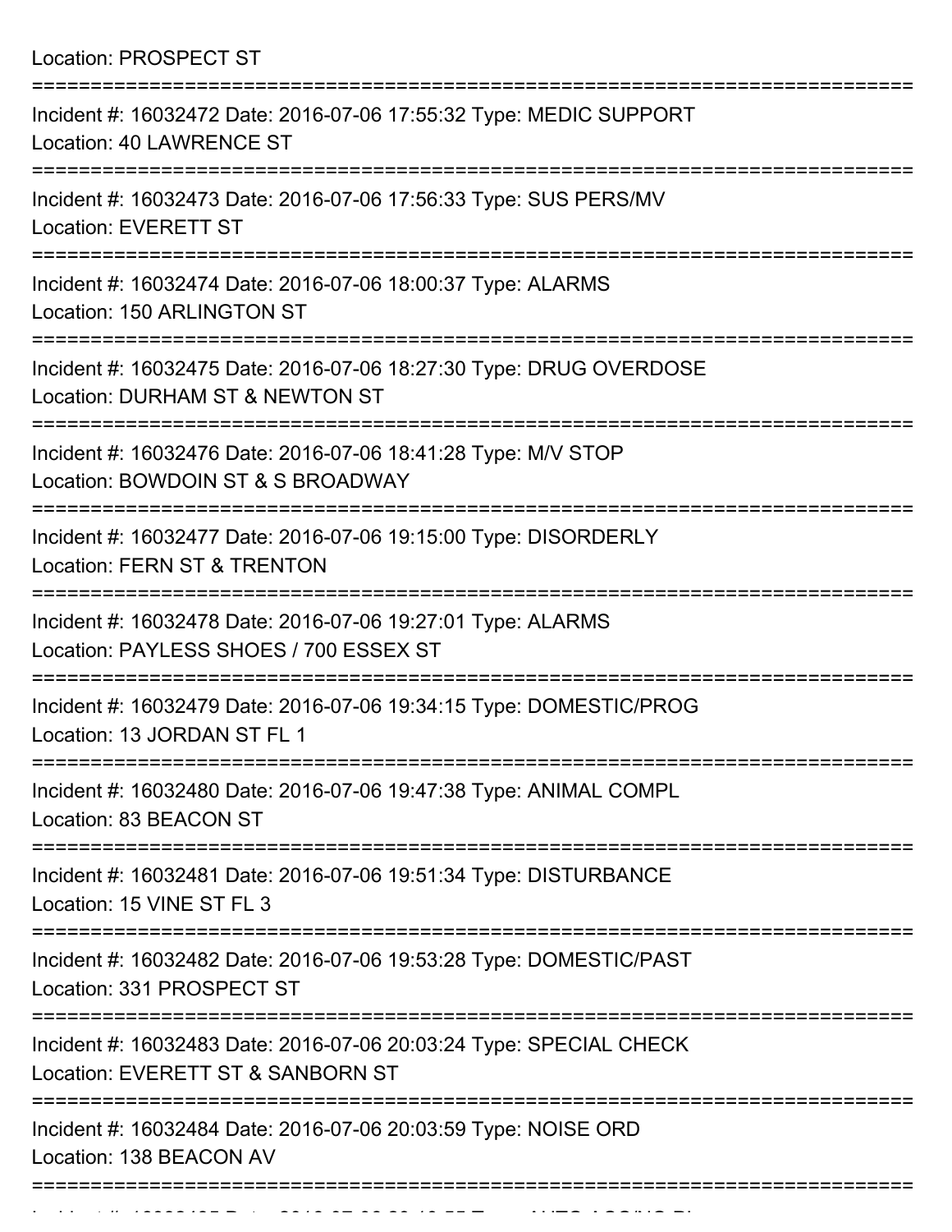Location: PROSPECT ST

===========================================================================

Incident #: 16032472 Date: 2016-07-06 17:55:32 Type: MEDIC SUPPORT
Location: 40 LAWRENCE ST

===========================================================================

Incident #: 16032473 Date: 2016-07-06 17:56:33 Type: SUS PERS/MV
Location: EVERETT ST

===========================================================================

Incident #: 16032474 Date: 2016-07-06 18:00:37 Type: ALARMS
Location: 150 ARLINGTON ST

===========================================================================

Incident #: 16032475 Date: 2016-07-06 18:27:30 Type: DRUG OVERDOSE
Location: DURHAM ST & NEWTON ST

===========================================================================

Incident #: 16032476 Date: 2016-07-06 18:41:28 Type: M/V STOP
Location: BOWDOIN ST & S BROADWAY

===========================================================================

Incident #: 16032477 Date: 2016-07-06 19:15:00 Type: DISORDERLY
Location: FERN ST & TRENTON

===========================================================================

Incident #: 16032478 Date: 2016-07-06 19:27:01 Type: ALARMS
Location: PAYLESS SHOES / 700 ESSEX ST

===========================================================================

Incident #: 16032479 Date: 2016-07-06 19:34:15 Type: DOMESTIC/PROG
Location: 13 JORDAN ST FL 1

===========================================================================

Incident #: 16032480 Date: 2016-07-06 19:47:38 Type: ANIMAL COMPL
Location: 83 BEACON ST

===========================================================================

Incident #: 16032481 Date: 2016-07-06 19:51:34 Type: DISTURBANCE
Location: 15 VINE ST FL 3

===========================================================================

Incident #: 16032482 Date: 2016-07-06 19:53:28 Type: DOMESTIC/PAST
Location: 331 PROSPECT ST

===========================================================================

Incident #: 16032483 Date: 2016-07-06 20:03:24 Type: SPECIAL CHECK
Location: EVERETT ST & SANBORN ST

===========================================================================

Incident #: 16032484 Date: 2016-07-06 20:03:59 Type: NOISE ORD
Location: 138 BEACON AV

===========================================================================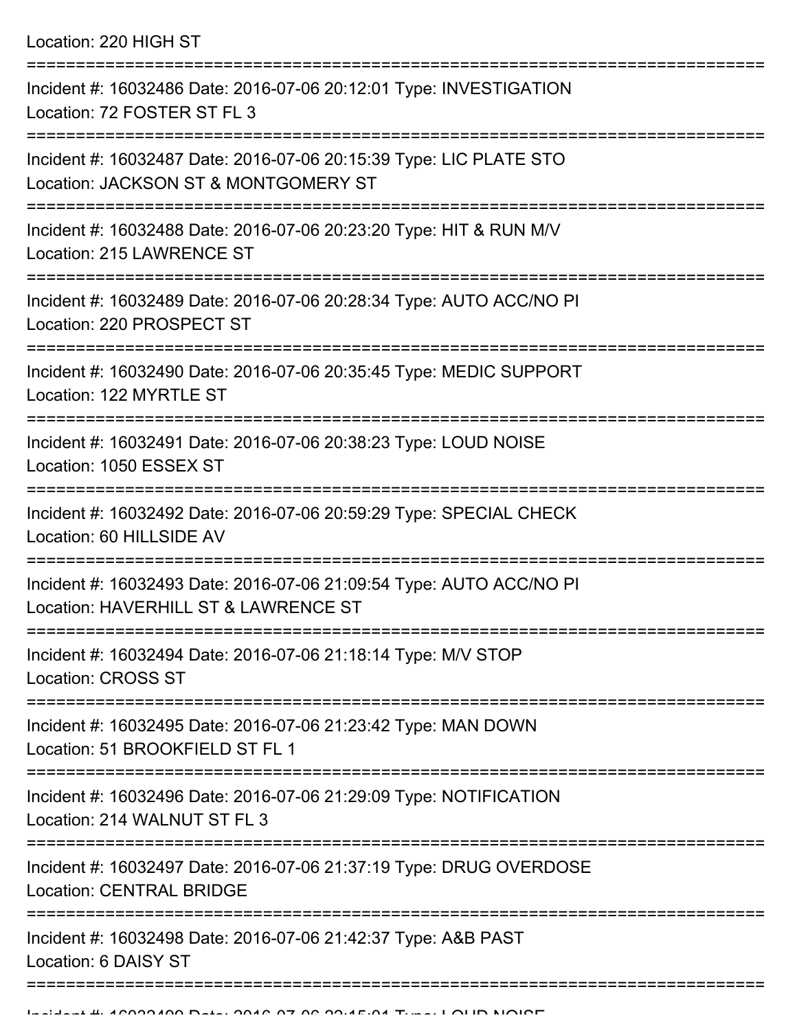Location: 220 HIGH ST

===========================================================================

Incident #: 16032486 Date: 2016-07-06 20:12:01 Type: INVESTIGATION
Location: 72 FOSTER ST FL 3

===========================================================================

Incident #: 16032487 Date: 2016-07-06 20:15:39 Type: LIC PLATE STO
Location: JACKSON ST & MONTGOMERY ST

===========================================================================

Incident #: 16032488 Date: 2016-07-06 20:23:20 Type: HIT & RUN M/V
Location: 215 LAWRENCE ST

===========================================================================

Incident #: 16032489 Date: 2016-07-06 20:28:34 Type: AUTO ACC/NO PI
Location: 220 PROSPECT ST

===========================================================================

Incident #: 16032490 Date: 2016-07-06 20:35:45 Type: MEDIC SUPPORT
Location: 122 MYRTLE ST

===========================================================================

Incident #: 16032491 Date: 2016-07-06 20:38:23 Type: LOUD NOISE
Location: 1050 ESSEX ST

===========================================================================

Incident #: 16032492 Date: 2016-07-06 20:59:29 Type: SPECIAL CHECK
Location: 60 HILLSIDE AV

===========================================================================

Incident #: 16032493 Date: 2016-07-06 21:09:54 Type: AUTO ACC/NO PI
Location: HAVERHILL ST & LAWRENCE ST

===========================================================================

Incident #: 16032494 Date: 2016-07-06 21:18:14 Type: M/V STOP
Location: CROSS ST

===========================================================================

Incident #: 16032495 Date: 2016-07-06 21:23:42 Type: MAN DOWN
Location: 51 BROOKFIELD ST FL 1

===========================================================================

Incident #: 16032496 Date: 2016-07-06 21:29:09 Type: NOTIFICATION
Location: 214 WALNUT ST FL 3

===========================================================================

Incident #: 16032497 Date: 2016-07-06 21:37:19 Type: DRUG OVERDOSE
Location: CENTRAL BRIDGE

===========================================================================

Incident #: 16032498 Date: 2016-07-06 21:42:37 Type: A&B PAST
Location: 6 DAISY ST

===========================================================================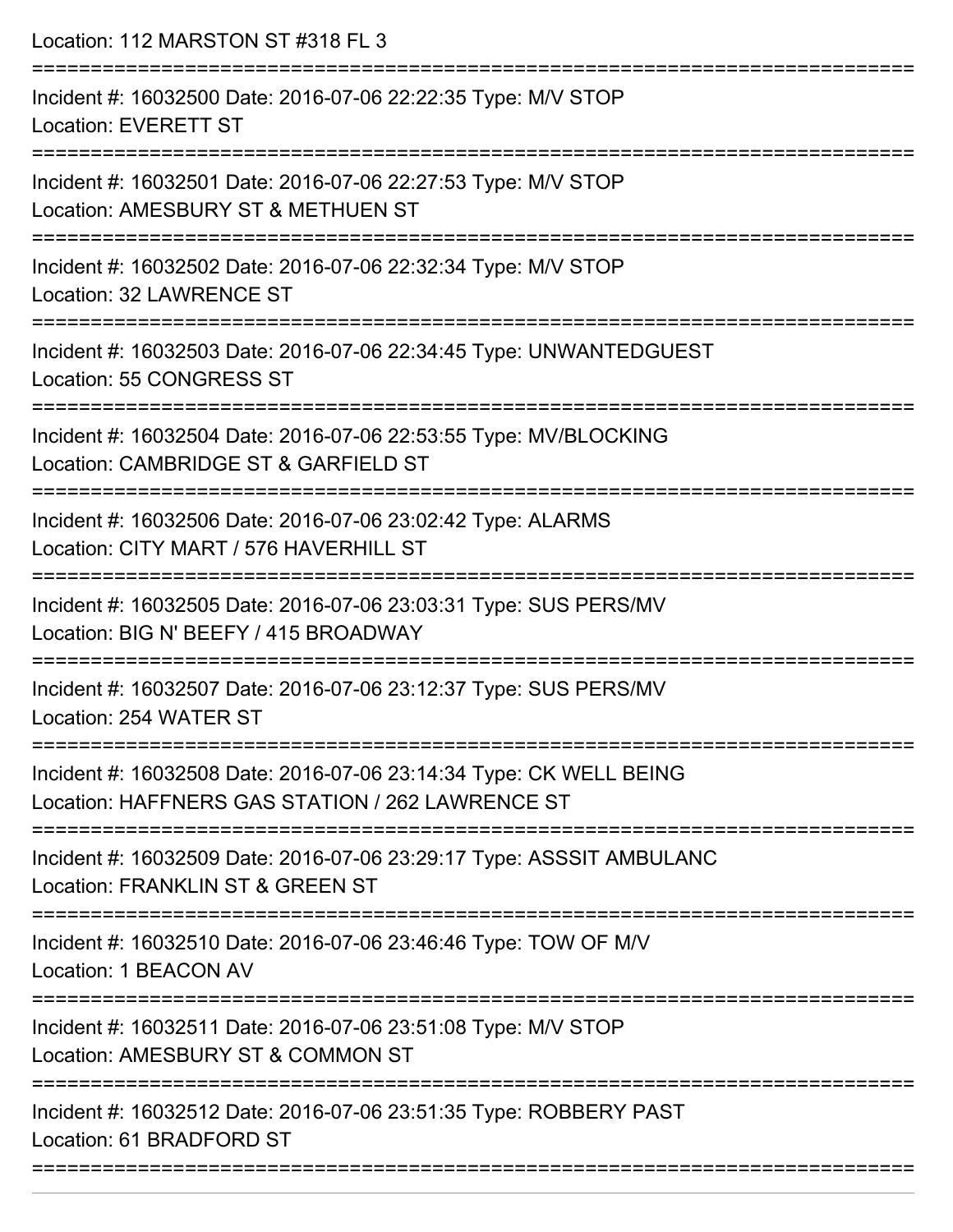Location: 112 MARSTON ST #318 FL 3

===========================================================================

Incident #: 16032500 Date: 2016-07-06 22:22:35 Type: M/V STOP
Location: EVERETT ST

===========================================================================

Incident #: 16032501 Date: 2016-07-06 22:27:53 Type: M/V STOP
Location: AMESBURY ST & METHUEN ST

===========================================================================

Incident #: 16032502 Date: 2016-07-06 22:32:34 Type: M/V STOP
Location: 32 LAWRENCE ST

===========================================================================

Incident #: 16032503 Date: 2016-07-06 22:34:45 Type: UNWANTEDGUEST
Location: 55 CONGRESS ST

===========================================================================

Incident #: 16032504 Date: 2016-07-06 22:53:55 Type: MV/BLOCKING
Location: CAMBRIDGE ST & GARFIELD ST

===========================================================================

Incident #: 16032506 Date: 2016-07-06 23:02:42 Type: ALARMS
Location: CITY MART / 576 HAVERHILL ST

===========================================================================

Incident #: 16032505 Date: 2016-07-06 23:03:31 Type: SUS PERS/MV
Location: BIG N' BEEFY / 415 BROADWAY

===========================================================================

Incident #: 16032507 Date: 2016-07-06 23:12:37 Type: SUS PERS/MV
Location: 254 WATER ST

===========================================================================

Incident #: 16032508 Date: 2016-07-06 23:14:34 Type: CK WELL BEING
Location: HAFFNERS GAS STATION / 262 LAWRENCE ST

===========================================================================

Incident #: 16032509 Date: 2016-07-06 23:29:17 Type: ASSSIT AMBULANC
Location: FRANKLIN ST & GREEN ST

===========================================================================

Incident #: 16032510 Date: 2016-07-06 23:46:46 Type: TOW OF M/V
Location: 1 BEACON AV

===========================================================================

Incident #: 16032511 Date: 2016-07-06 23:51:08 Type: M/V STOP
Location: AMESBURY ST & COMMON ST

===========================================================================

Incident #: 16032512 Date: 2016-07-06 23:51:35 Type: ROBBERY PAST
Location: 61 BRADFORD ST

===========================================================================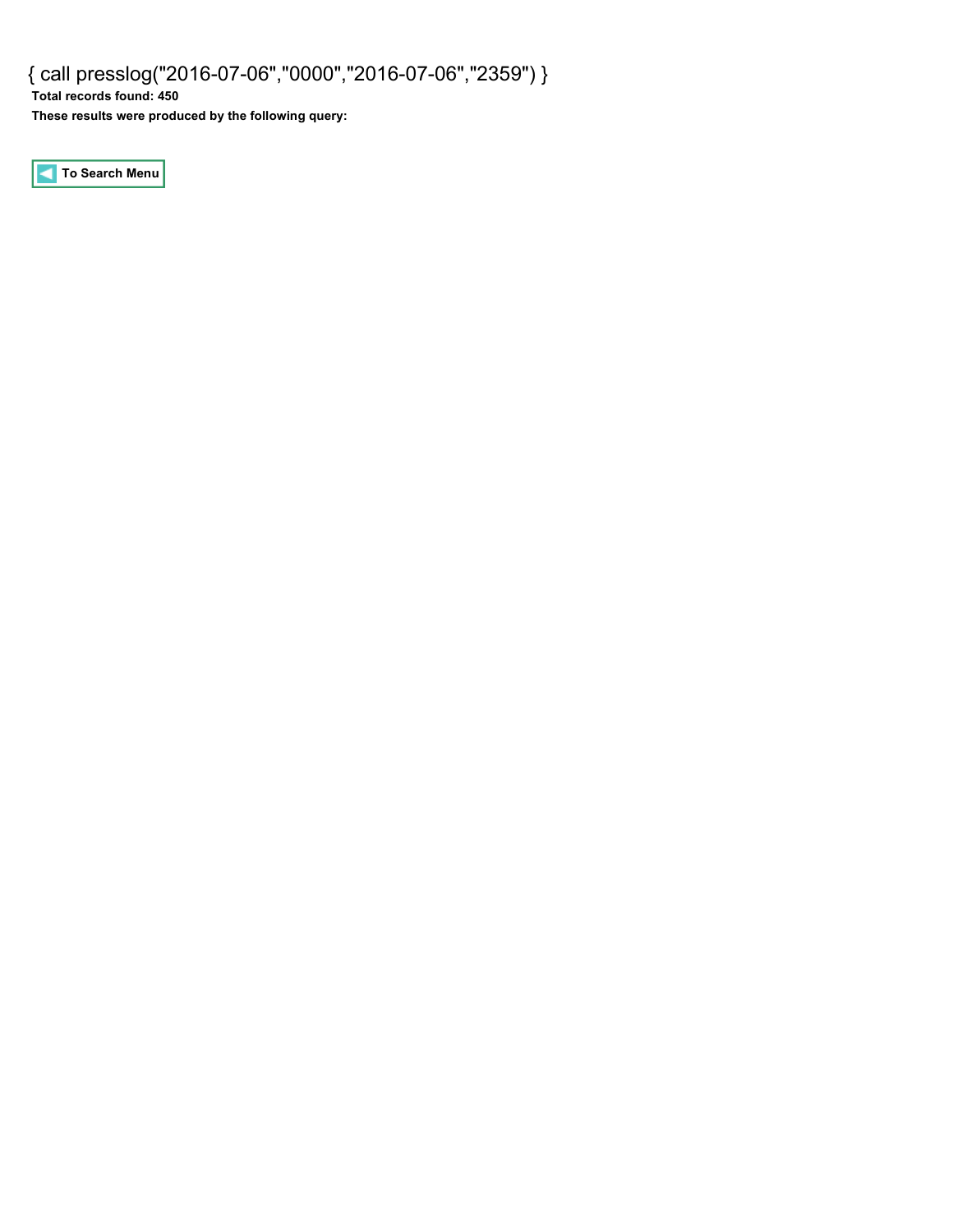{ call presslog("2016-07-06","0000","2016-07-06","2359") }

**Total records found: 450**

**These results were produced by the following query:**

**To Search Menu**